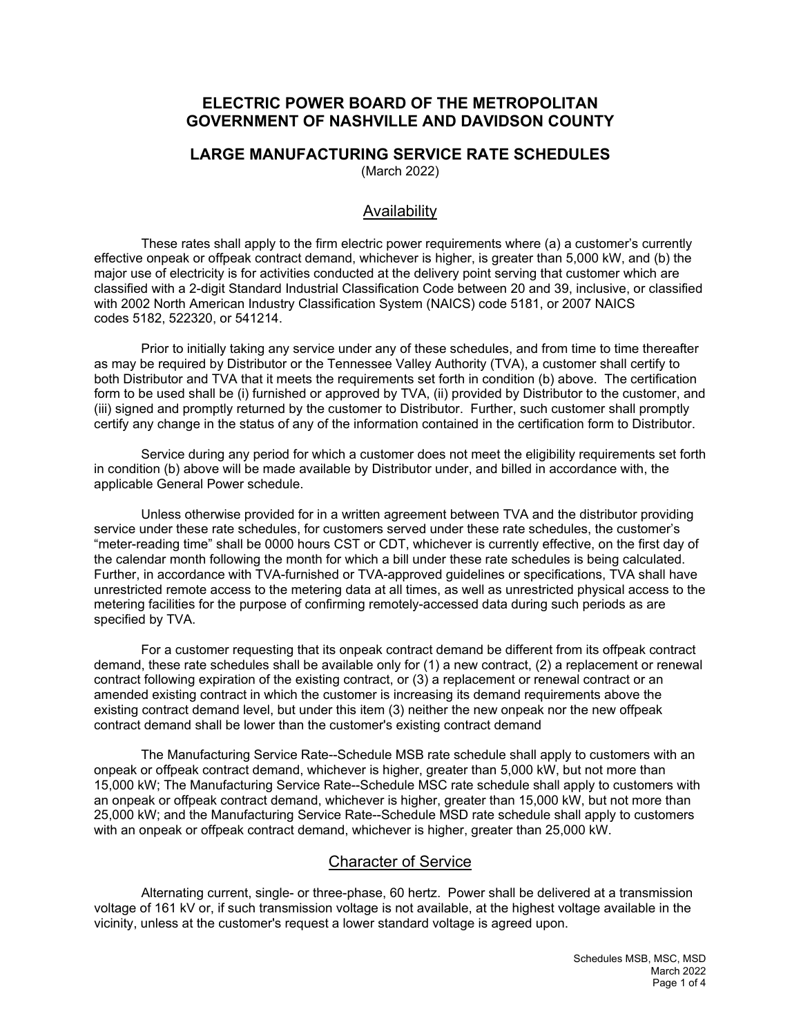# ELECTRIC POWER BOARD OF THE METROPOLITAN GOVERNMENT OF NASHVILLE AND DAVIDSON COUNTY

## LARGE MANUFACTURING SERVICE RATE SCHEDULES

(March 2022)

### Availability

These rates shall apply to the firm electric power requirements where (a) a customer's currently effective onpeak or offpeak contract demand, whichever is higher, is greater than 5,000 kW, and (b) the major use of electricity is for activities conducted at the delivery point serving that customer which are classified with a 2-digit Standard Industrial Classification Code between 20 and 39, inclusive, or classified with 2002 North American Industry Classification System (NAICS) code 5181, or 2007 NAICS codes 5182, 522320, or 541214.

Prior to initially taking any service under any of these schedules, and from time to time thereafter as may be required by Distributor or the Tennessee Valley Authority (TVA), a customer shall certify to both Distributor and TVA that it meets the requirements set forth in condition (b) above. The certification form to be used shall be (i) furnished or approved by TVA, (ii) provided by Distributor to the customer, and (iii) signed and promptly returned by the customer to Distributor. Further, such customer shall promptly certify any change in the status of any of the information contained in the certification form to Distributor.

Service during any period for which a customer does not meet the eligibility requirements set forth in condition (b) above will be made available by Distributor under, and billed in accordance with, the applicable General Power schedule.

Unless otherwise provided for in a written agreement between TVA and the distributor providing service under these rate schedules, for customers served under these rate schedules, the customer's "meter-reading time" shall be 0000 hours CST or CDT, whichever is currently effective, on the first day of the calendar month following the month for which a bill under these rate schedules is being calculated. Further, in accordance with TVA-furnished or TVA-approved guidelines or specifications, TVA shall have unrestricted remote access to the metering data at all times, as well as unrestricted physical access to the metering facilities for the purpose of confirming remotely-accessed data during such periods as are specified by TVA.

For a customer requesting that its onpeak contract demand be different from its offpeak contract demand, these rate schedules shall be available only for (1) a new contract, (2) a replacement or renewal contract following expiration of the existing contract, or (3) a replacement or renewal contract or an amended existing contract in which the customer is increasing its demand requirements above the existing contract demand level, but under this item (3) neither the new onpeak nor the new offpeak contract demand shall be lower than the customer's existing contract demand

The Manufacturing Service Rate--Schedule MSB rate schedule shall apply to customers with an onpeak or offpeak contract demand, whichever is higher, greater than 5,000 kW, but not more than 15,000 kW; The Manufacturing Service Rate--Schedule MSC rate schedule shall apply to customers with an onpeak or offpeak contract demand, whichever is higher, greater than 15,000 kW, but not more than 25,000 kW; and the Manufacturing Service Rate--Schedule MSD rate schedule shall apply to customers with an onpeak or offpeak contract demand, whichever is higher, greater than 25,000 kW.

### Character of Service

Alternating current, single- or three-phase, 60 hertz. Power shall be delivered at a transmission voltage of 161 kV or, if such transmission voltage is not available, at the highest voltage available in the vicinity, unless at the customer's request a lower standard voltage is agreed upon.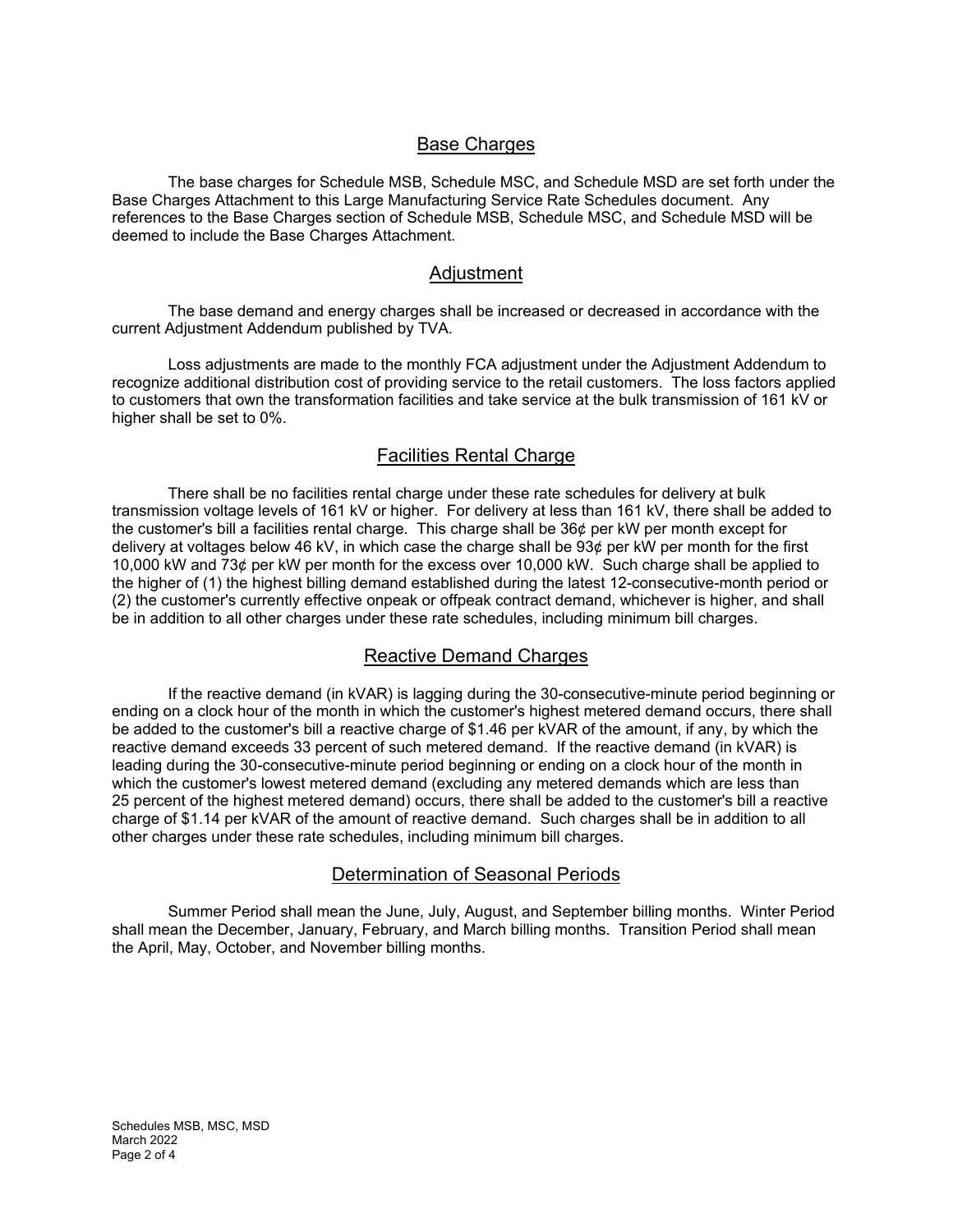## Base Charges

The base charges for Schedule MSB, Schedule MSC, and Schedule MSD are set forth under the Base Charges Attachment to this Large Manufacturing Service Rate Schedules document. Any references to the Base Charges section of Schedule MSB, Schedule MSC, and Schedule MSD will be deemed to include the Base Charges Attachment.

## Adjustment

The base demand and energy charges shall be increased or decreased in accordance with the current Adjustment Addendum published by TVA.

Loss adjustments are made to the monthly FCA adjustment under the Adjustment Addendum to recognize additional distribution cost of providing service to the retail customers. The loss factors applied to customers that own the transformation facilities and take service at the bulk transmission of 161 kV or higher shall be set to 0%.

## Facilities Rental Charge

There shall be no facilities rental charge under these rate schedules for delivery at bulk transmission voltage levels of 161 kV or higher. For delivery at less than 161 kV, there shall be added to the customer's bill a facilities rental charge. This charge shall be 36¢ per kW per month except for delivery at voltages below 46 kV, in which case the charge shall be 93¢ per kW per month for the first 10,000 kW and 73¢ per kW per month for the excess over 10,000 kW. Such charge shall be applied to the higher of (1) the highest billing demand established during the latest 12-consecutive-month period or (2) the customer's currently effective onpeak or offpeak contract demand, whichever is higher, and shall be in addition to all other charges under these rate schedules, including minimum bill charges.

## Reactive Demand Charges

If the reactive demand (in kVAR) is lagging during the 30-consecutive-minute period beginning or ending on a clock hour of the month in which the customer's highest metered demand occurs, there shall be added to the customer's bill a reactive charge of $1.46 per kVAR of the amount, if any, by which the reactive demand exceeds 33 percent of such metered demand. If the reactive demand (in kVAR) is leading during the 30-consecutive-minute period beginning or ending on a clock hour of the month in which the customer's lowest metered demand (excluding any metered demands which are less than 25 percent of the highest metered demand) occurs, there shall be added to the customer's bill a reactive charge of $1.14 per kVAR of the amount of reactive demand. Such charges shall be in addition to all other charges under these rate schedules, including minimum bill charges.

## Determination of Seasonal Periods

Summer Period shall mean the June, July, August, and September billing months. Winter Period shall mean the December, January, February, and March billing months. Transition Period shall mean the April, May, October, and November billing months.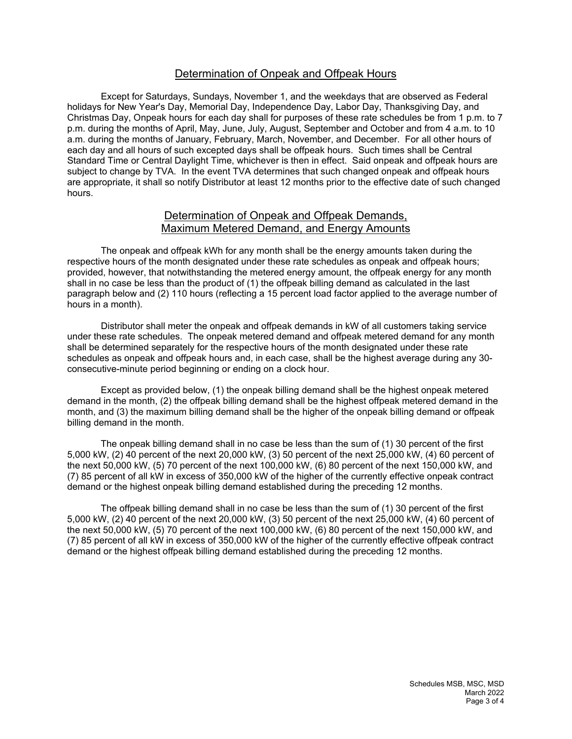## Determination of Onpeak and Offpeak Hours

Except for Saturdays, Sundays, November 1, and the weekdays that are observed as Federal holidays for New Year's Day, Memorial Day, Independence Day, Labor Day, Thanksgiving Day, and Christmas Day, Onpeak hours for each day shall for purposes of these rate schedules be from 1 p.m. to 7 p.m. during the months of April, May, June, July, August, September and October and from 4 a.m. to 10 a.m. during the months of January, February, March, November, and December. For all other hours of each day and all hours of such excepted days shall be offpeak hours. Such times shall be Central Standard Time or Central Daylight Time, whichever is then in effect. Said onpeak and offpeak hours are subject to change by TVA. In the event TVA determines that such changed onpeak and offpeak hours are appropriate, it shall so notify Distributor at least 12 months prior to the effective date of such changed hours.

## Determination of Onpeak and Offpeak Demands, Maximum Metered Demand, and Energy Amounts

The onpeak and offpeak kWh for any month shall be the energy amounts taken during the respective hours of the month designated under these rate schedules as onpeak and offpeak hours; provided, however, that notwithstanding the metered energy amount, the offpeak energy for any month shall in no case be less than the product of (1) the offpeak billing demand as calculated in the last paragraph below and (2) 110 hours (reflecting a 15 percent load factor applied to the average number of hours in a month).

Distributor shall meter the onpeak and offpeak demands in kW of all customers taking service under these rate schedules. The onpeak metered demand and offpeak metered demand for any month shall be determined separately for the respective hours of the month designated under these rate schedules as onpeak and offpeak hours and, in each case, shall be the highest average during any 30-consecutive-minute period beginning or ending on a clock hour.

Except as provided below, (1) the onpeak billing demand shall be the highest onpeak metered demand in the month, (2) the offpeak billing demand shall be the highest offpeak metered demand in the month, and (3) the maximum billing demand shall be the higher of the onpeak billing demand or offpeak billing demand in the month.

The onpeak billing demand shall in no case be less than the sum of (1) 30 percent of the first 5,000 kW, (2) 40 percent of the next 20,000 kW, (3) 50 percent of the next 25,000 kW, (4) 60 percent of the next 50,000 kW, (5) 70 percent of the next 100,000 kW, (6) 80 percent of the next 150,000 kW, and (7) 85 percent of all kW in excess of 350,000 kW of the higher of the currently effective onpeak contract demand or the highest onpeak billing demand established during the preceding 12 months.

The offpeak billing demand shall in no case be less than the sum of (1) 30 percent of the first 5,000 kW, (2) 40 percent of the next 20,000 kW, (3) 50 percent of the next 25,000 kW, (4) 60 percent of the next 50,000 kW, (5) 70 percent of the next 100,000 kW, (6) 80 percent of the next 150,000 kW, and (7) 85 percent of all kW in excess of 350,000 kW of the higher of the currently effective offpeak contract demand or the highest offpeak billing demand established during the preceding 12 months.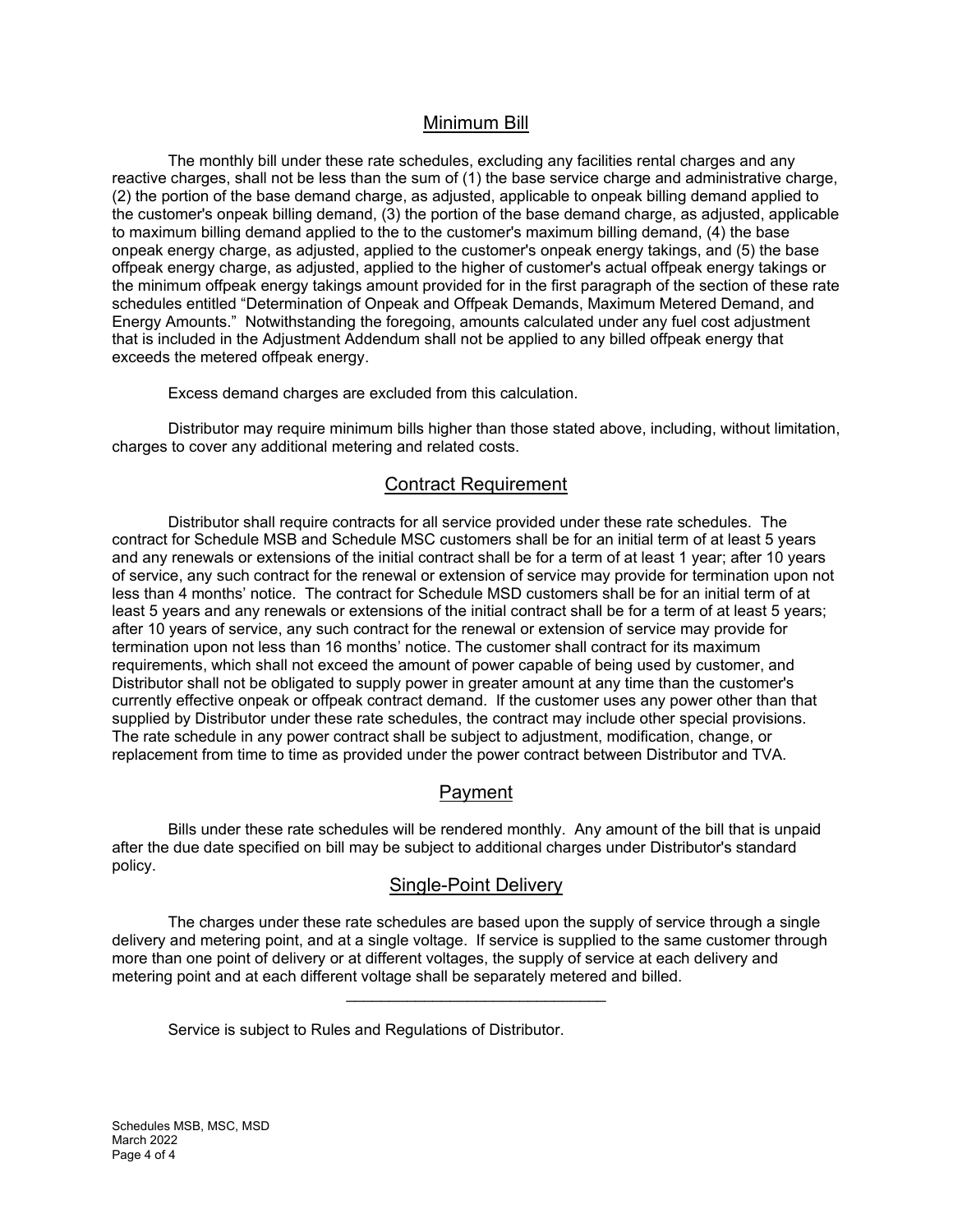## Minimum Bill

The monthly bill under these rate schedules, excluding any facilities rental charges and any reactive charges, shall not be less than the sum of (1) the base service charge and administrative charge, (2) the portion of the base demand charge, as adjusted, applicable to onpeak billing demand applied to the customer's onpeak billing demand, (3) the portion of the base demand charge, as adjusted, applicable to maximum billing demand applied to the to the customer's maximum billing demand, (4) the base onpeak energy charge, as adjusted, applied to the customer's onpeak energy takings, and (5) the base offpeak energy charge, as adjusted, applied to the higher of customer's actual offpeak energy takings or the minimum offpeak energy takings amount provided for in the first paragraph of the section of these rate schedules entitled "Determination of Onpeak and Offpeak Demands, Maximum Metered Demand, and Energy Amounts." Notwithstanding the foregoing, amounts calculated under any fuel cost adjustment that is included in the Adjustment Addendum shall not be applied to any billed offpeak energy that exceeds the metered offpeak energy.

Excess demand charges are excluded from this calculation.

Distributor may require minimum bills higher than those stated above, including, without limitation, charges to cover any additional metering and related costs.

## Contract Requirement

Distributor shall require contracts for all service provided under these rate schedules. The contract for Schedule MSB and Schedule MSC customers shall be for an initial term of at least 5 years and any renewals or extensions of the initial contract shall be for a term of at least 1 year; after 10 years of service, any such contract for the renewal or extension of service may provide for termination upon not less than 4 months' notice. The contract for Schedule MSD customers shall be for an initial term of at least 5 years and any renewals or extensions of the initial contract shall be for a term of at least 5 years; after 10 years of service, any such contract for the renewal or extension of service may provide for termination upon not less than 16 months' notice. The customer shall contract for its maximum requirements, which shall not exceed the amount of power capable of being used by customer, and Distributor shall not be obligated to supply power in greater amount at any time than the customer's currently effective onpeak or offpeak contract demand. If the customer uses any power other than that supplied by Distributor under these rate schedules, the contract may include other special provisions. The rate schedule in any power contract shall be subject to adjustment, modification, change, or replacement from time to time as provided under the power contract between Distributor and TVA.

## Payment

Bills under these rate schedules will be rendered monthly. Any amount of the bill that is unpaid after the due date specified on bill may be subject to additional charges under Distributor's standard policy.

## Single-Point Delivery

The charges under these rate schedules are based upon the supply of service through a single delivery and metering point, and at a single voltage. If service is supplied to the same customer through more than one point of delivery or at different voltages, the supply of service at each delivery and metering point and at each different voltage shall be separately metered and billed.

---

Service is subject to Rules and Regulations of Distributor.

Schedules MSB, MSC, MSD
March 2022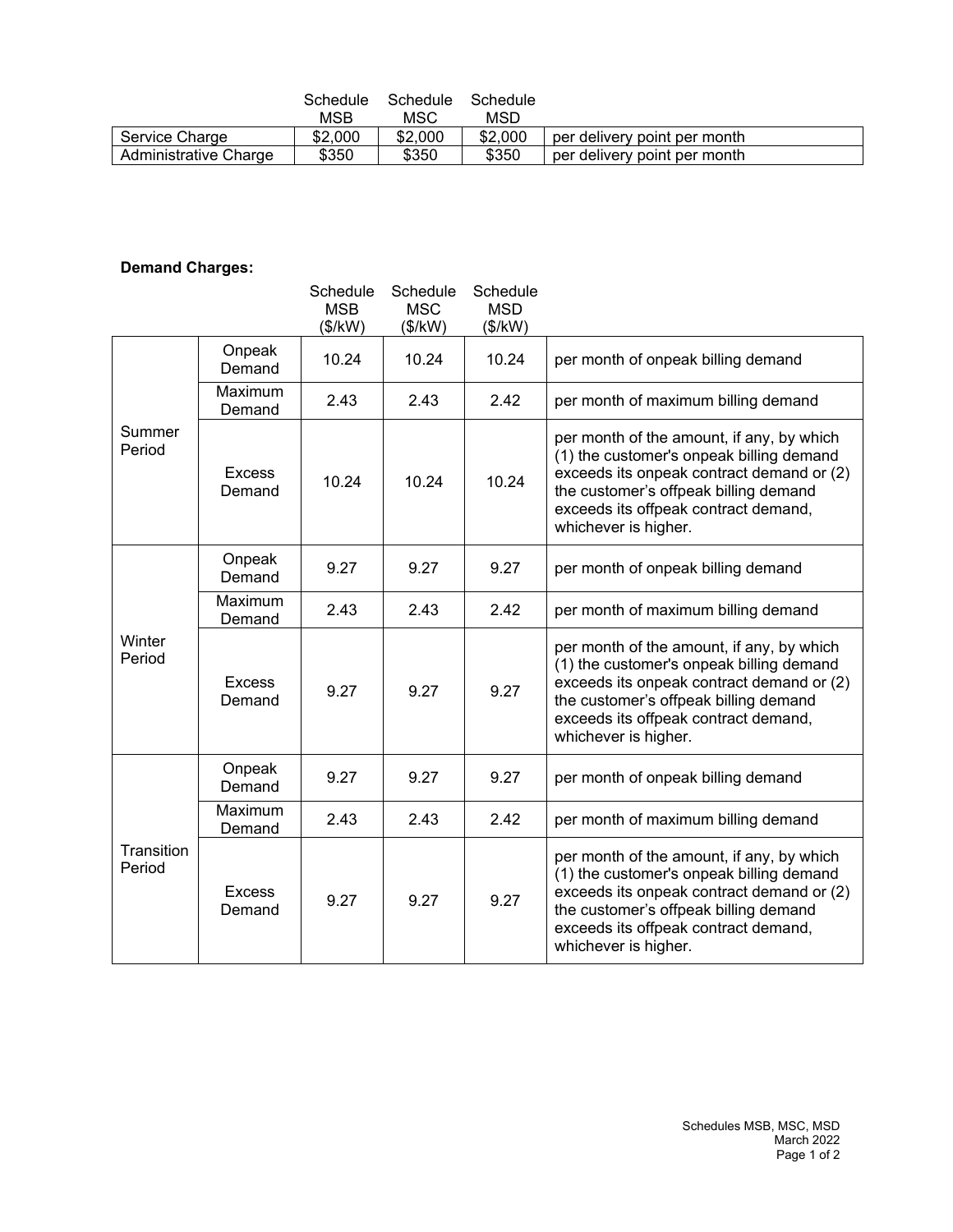| | Schedule MSB | Schedule MSC | Schedule MSD | |
|---|---|---|---|---|
| Service Charge | $2,000 | $2,000 | $2,000 | per delivery point per month |
| Administrative Charge | $350 | $350 | $350 | per delivery point per month |

**Demand Charges:**

| | | Schedule MSB ($/kW) | Schedule MSC ($/kW) | Schedule MSD ($/kW) | |
|---|---|---|---|---|---|
| Summer Period | Onpeak Demand | 10.24 | 10.24 | 10.24 | per month of onpeak billing demand |
| | Maximum Demand | 2.43 | 2.43 | 2.42 | per month of maximum billing demand |
| | Excess Demand | 10.24 | 10.24 | 10.24 | per month of the amount, if any, by which (1) the customer's onpeak billing demand exceeds its onpeak contract demand or (2) the customer's offpeak billing demand exceeds its offpeak contract demand, whichever is higher. |
| Winter Period | Onpeak Demand | 9.27 | 9.27 | 9.27 | per month of onpeak billing demand |
| | Maximum Demand | 2.43 | 2.43 | 2.42 | per month of maximum billing demand |
| | Excess Demand | 9.27 | 9.27 | 9.27 | per month of the amount, if any, by which (1) the customer's onpeak billing demand exceeds its onpeak contract demand or (2) the customer's offpeak billing demand exceeds its offpeak contract demand, whichever is higher. |
| Transition Period | Onpeak Demand | 9.27 | 9.27 | 9.27 | per month of onpeak billing demand |
| | Maximum Demand | 2.43 | 2.43 | 2.42 | per month of maximum billing demand |
| | Excess Demand | 9.27 | 9.27 | 9.27 | per month of the amount, if any, by which (1) the customer's onpeak billing demand exceeds its onpeak contract demand or (2) the customer's offpeak billing demand exceeds its offpeak contract demand, whichever is higher. |

Schedules MSB, MSC, MSD
March 2022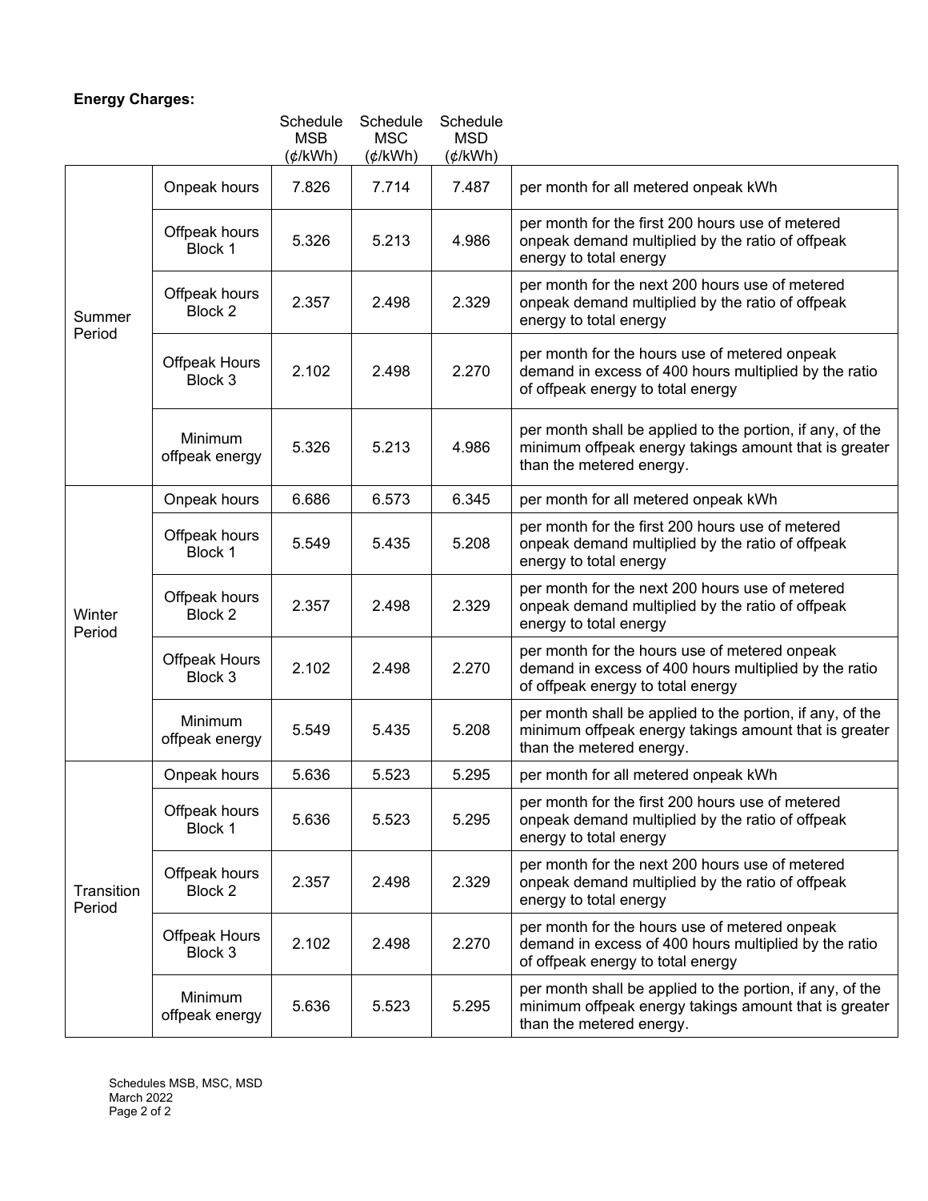**Energy Charges:**

| | | Schedule MSB (¢/kWh) | Schedule MSC (¢/kWh) | Schedule MSD (¢/kWh) | |
|---|---|---|---|---|---|
| Summer Period | Onpeak hours | 7.826 | 7.714 | 7.487 | per month for all metered onpeak kWh |
| | Offpeak hours Block 1 | 5.326 | 5.213 | 4.986 | per month for the first 200 hours use of metered onpeak demand multiplied by the ratio of offpeak energy to total energy |
| | Offpeak hours Block 2 | 2.357 | 2.498 | 2.329 | per month for the next 200 hours use of metered onpeak demand multiplied by the ratio of offpeak energy to total energy |
| | Offpeak Hours Block 3 | 2.102 | 2.498 | 2.270 | per month for the hours use of metered onpeak demand in excess of 400 hours multiplied by the ratio of offpeak energy to total energy |
| | Minimum offpeak energy | 5.326 | 5.213 | 4.986 | per month shall be applied to the portion, if any, of the minimum offpeak energy takings amount that is greater than the metered energy. |
| Winter Period | Onpeak hours | 6.686 | 6.573 | 6.345 | per month for all metered onpeak kWh |
| | Offpeak hours Block 1 | 5.549 | 5.435 | 5.208 | per month for the first 200 hours use of metered onpeak demand multiplied by the ratio of offpeak energy to total energy |
| | Offpeak hours Block 2 | 2.357 | 2.498 | 2.329 | per month for the next 200 hours use of metered onpeak demand multiplied by the ratio of offpeak energy to total energy |
| | Offpeak Hours Block 3 | 2.102 | 2.498 | 2.270 | per month for the hours use of metered onpeak demand in excess of 400 hours multiplied by the ratio of offpeak energy to total energy |
| | Minimum offpeak energy | 5.549 | 5.435 | 5.208 | per month shall be applied to the portion, if any, of the minimum offpeak energy takings amount that is greater than the metered energy. |
| Transition Period | Onpeak hours | 5.636 | 5.523 | 5.295 | per month for all metered onpeak kWh |
| | Offpeak hours Block 1 | 5.636 | 5.523 | 5.295 | per month for the first 200 hours use of metered onpeak demand multiplied by the ratio of offpeak energy to total energy |
| | Offpeak hours Block 2 | 2.357 | 2.498 | 2.329 | per month for the next 200 hours use of metered onpeak demand multiplied by the ratio of offpeak energy to total energy |
| | Offpeak Hours Block 3 | 2.102 | 2.498 | 2.270 | per month for the hours use of metered onpeak demand in excess of 400 hours multiplied by the ratio of offpeak energy to total energy |
| | Minimum offpeak energy | 5.636 | 5.523 | 5.295 | per month shall be applied to the portion, if any, of the minimum offpeak energy takings amount that is greater than the metered energy. |

Schedules MSB, MSC, MSD
March 2022